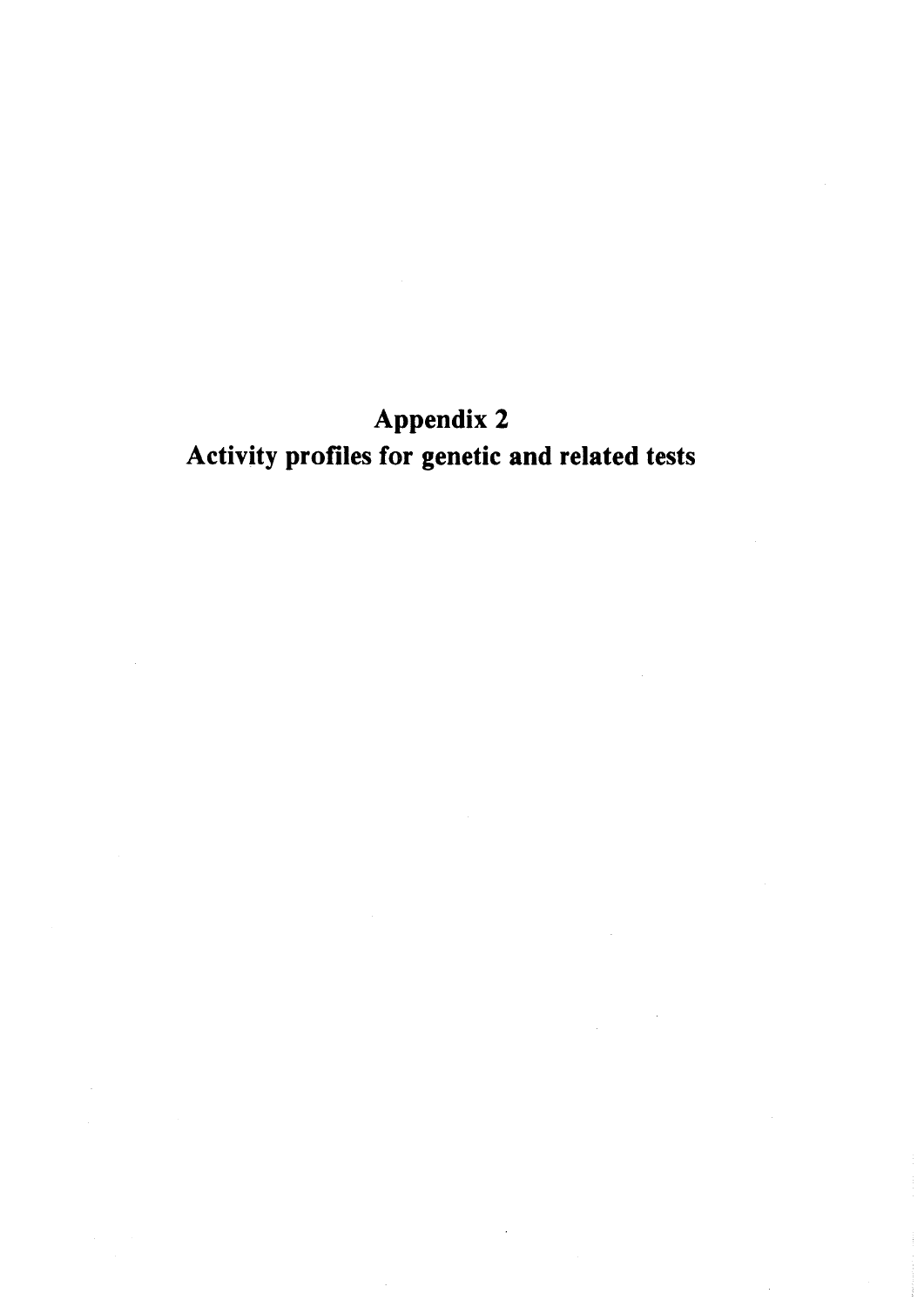# Appendix 2
## Activity profiles for genetic and related tests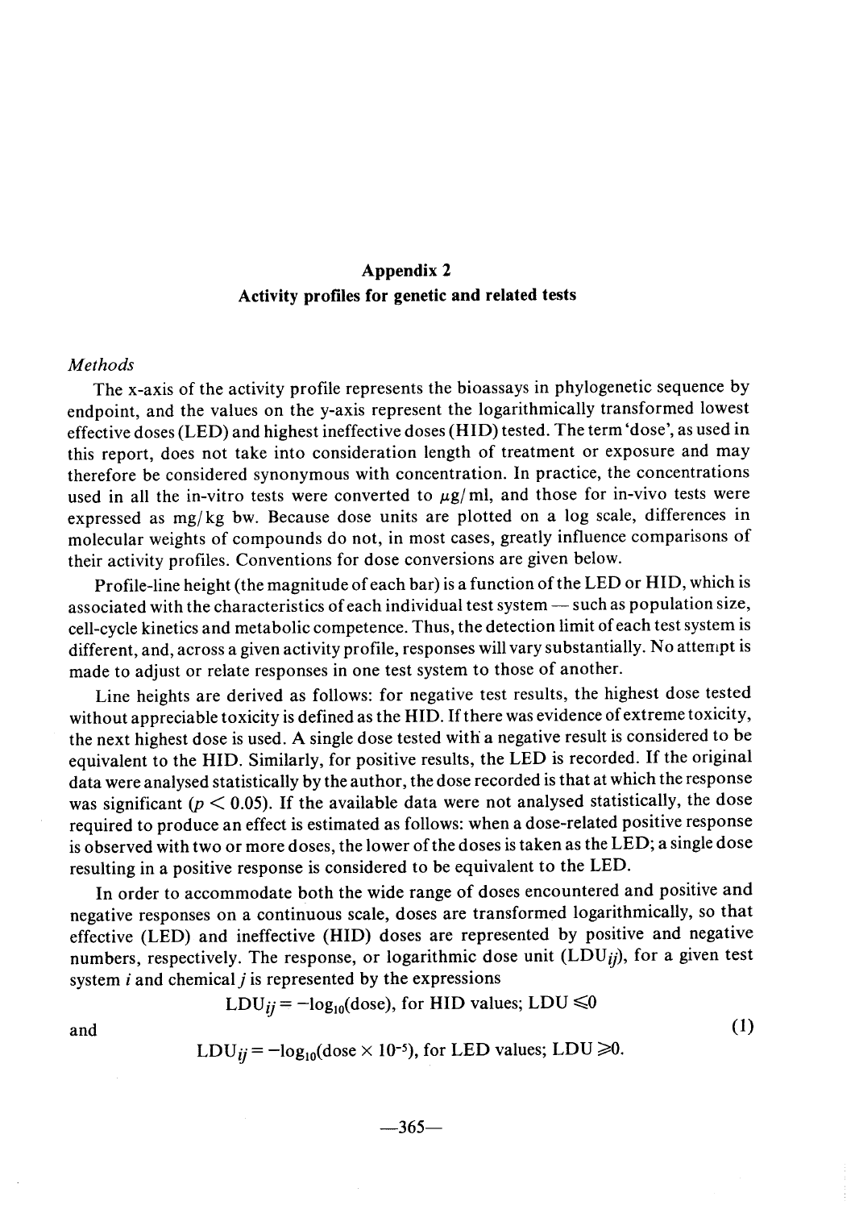## Appendix 2
### Activity profiles for genetic and related tests

*Methods*

The x-axis of the activity profile represents the bioassays in phylogenetic sequence by endpoint, and the values on the y-axis represent the logarithmically transformed lowest effective doses (LED) and highest ineffective doses (HID) tested. The term 'dose', as used in this report, does not take into consideration length of treatment or exposure and may therefore be considered synonymous with concentration. In practice, the concentrations used in all the in-vitro tests were converted to $\mu g/ml$, and those for in-vivo tests were expressed as mg/kg bw. Because dose units are plotted on a log scale, differences in molecular weights of compounds do not, in most cases, greatly influence comparisons of their activity profiles. Conventions for dose conversions are given below.

Profile-line height (the magnitude of each bar) is a function of the LED or HID, which is associated with the characteristics of each individual test system — such as population size, cell-cycle kinetics and metabolic competence. Thus, the detection limit of each test system is different, and, across a given activity profile, responses will vary substantially. No attempt is made to adjust or relate responses in one test system to those of another.

Line heights are derived as follows: for negative test results, the highest dose tested without appreciable toxicity is defined as the HID. If there was evidence of extreme toxicity, the next highest dose is used. A single dose tested with a negative result is considered to be equivalent to the HID. Similarly, for positive results, the LED is recorded. If the original data were analysed statistically by the author, the dose recorded is that at which the response was significant ($p < 0.05$). If the available data were not analysed statistically, the dose required to produce an effect is estimated as follows: when a dose-related positive response is observed with two or more doses, the lower of the doses is taken as the LED; a single dose resulting in a positive response is considered to be equivalent to the LED.

In order to accommodate both the wide range of doses encountered and positive and negative responses on a continuous scale, doses are transformed logarithmically, so that effective (LED) and ineffective (HID) doses are represented by positive and negative numbers, respectively. The response, or logarithmic dose unit ($LDU_{ij}$), for a given test system $i$ and chemical $j$ is represented by the expressions

$$LDU_{ij} = -\log_{10}(\text{dose}), \text{ for HID values; } LDU \leqslant 0$$

and (1)

$$LDU_{ij} = -\log_{10}(\text{dose} \times 10^{-5}), \text{ for LED values; } LDU \geqslant 0.$$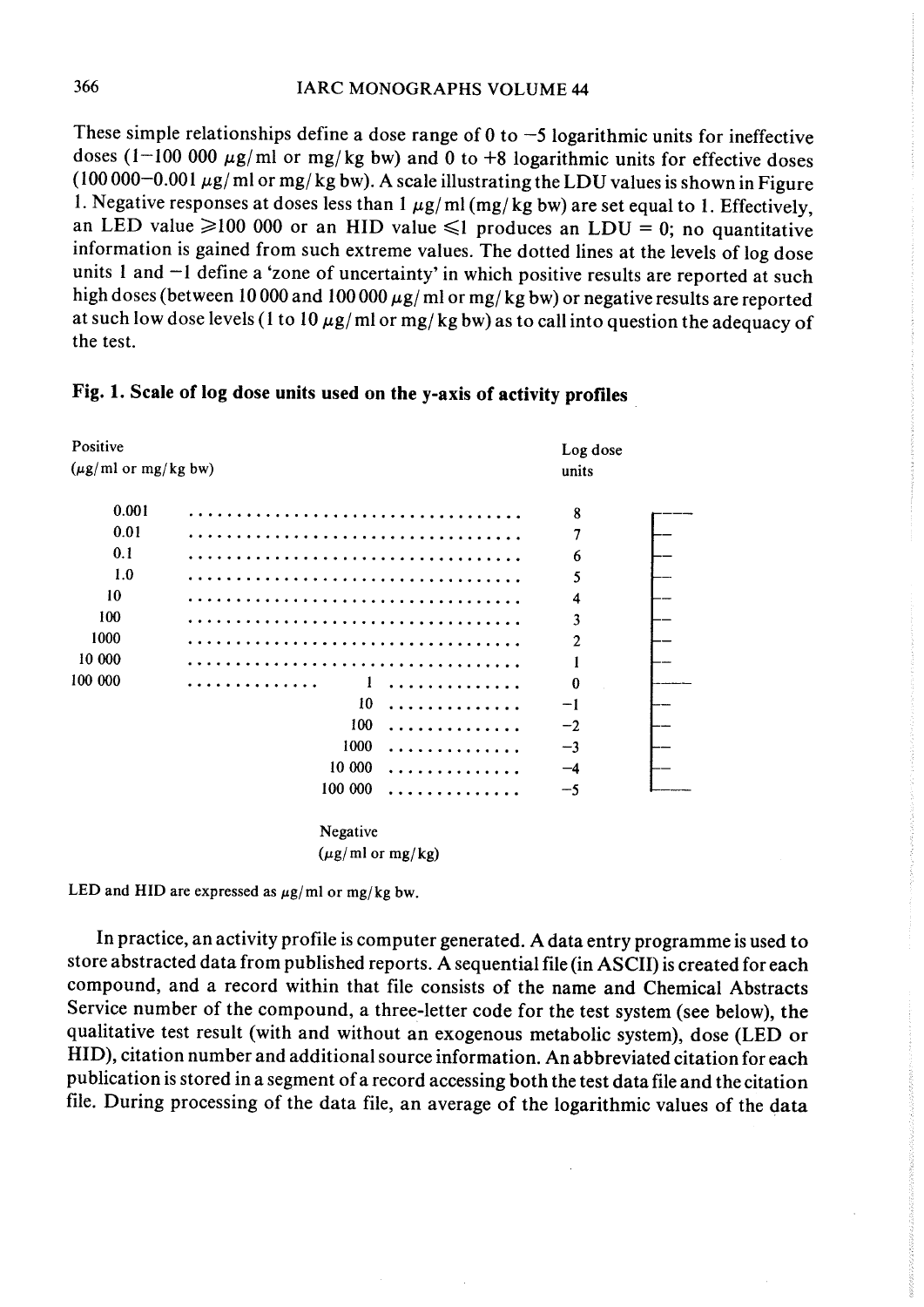These simple relationships define a dose range of 0 to −5 logarithmic units for ineffective doses (1−100 000 μg/ml or mg/kg bw) and 0 to +8 logarithmic units for effective doses (100 000−0.001 μg/ml or mg/kg bw). A scale illustrating the LDU values is shown in Figure 1. Negative responses at doses less than 1 μg/ml (mg/kg bw) are set equal to 1. Effectively, an LED value ⩾100 000 or an HID value ⩽1 produces an LDU = 0; no quantitative information is gained from such extreme values. The dotted lines at the levels of log dose units 1 and −1 define a 'zone of uncertainty' in which positive results are reported at such high doses (between 10 000 and 100 000 μg/ml or mg/kg bw) or negative results are reported at such low dose levels (1 to 10 μg/ml or mg/kg bw) as to call into question the adequacy of the test.

**Fig. 1. Scale of log dose units used on the y-axis of activity profiles**

| Positive (μg/ml or mg/kg bw) | Negative (μg/ml or mg/kg) | Log dose units |
|---|---|---|
| 0.001 | | 8 |
| 0.01 | | 7 |
| 0.1 | | 6 |
| 1.0 | | 5 |
| 10 | | 4 |
| 100 | | 3 |
| 1000 | | 2 |
| 10 000 | | 1 |
| 100 000 | 1 | 0 |
| | 10 | −1 |
| | 100 | −2 |
| | 1000 | −3 |
| | 10 000 | −4 |
| | 100 000 | −5 |

LED and HID are expressed as μg/ml or mg/kg bw.

In practice, an activity profile is computer generated. A data entry programme is used to store abstracted data from published reports. A sequential file (in ASCII) is created for each compound, and a record within that file consists of the name and Chemical Abstracts Service number of the compound, a three-letter code for the test system (see below), the qualitative test result (with and without an exogenous metabolic system), dose (LED or HID), citation number and additional source information. An abbreviated citation for each publication is stored in a segment of a record accessing both the test data file and the citation file. During processing of the data file, an average of the logarithmic values of the data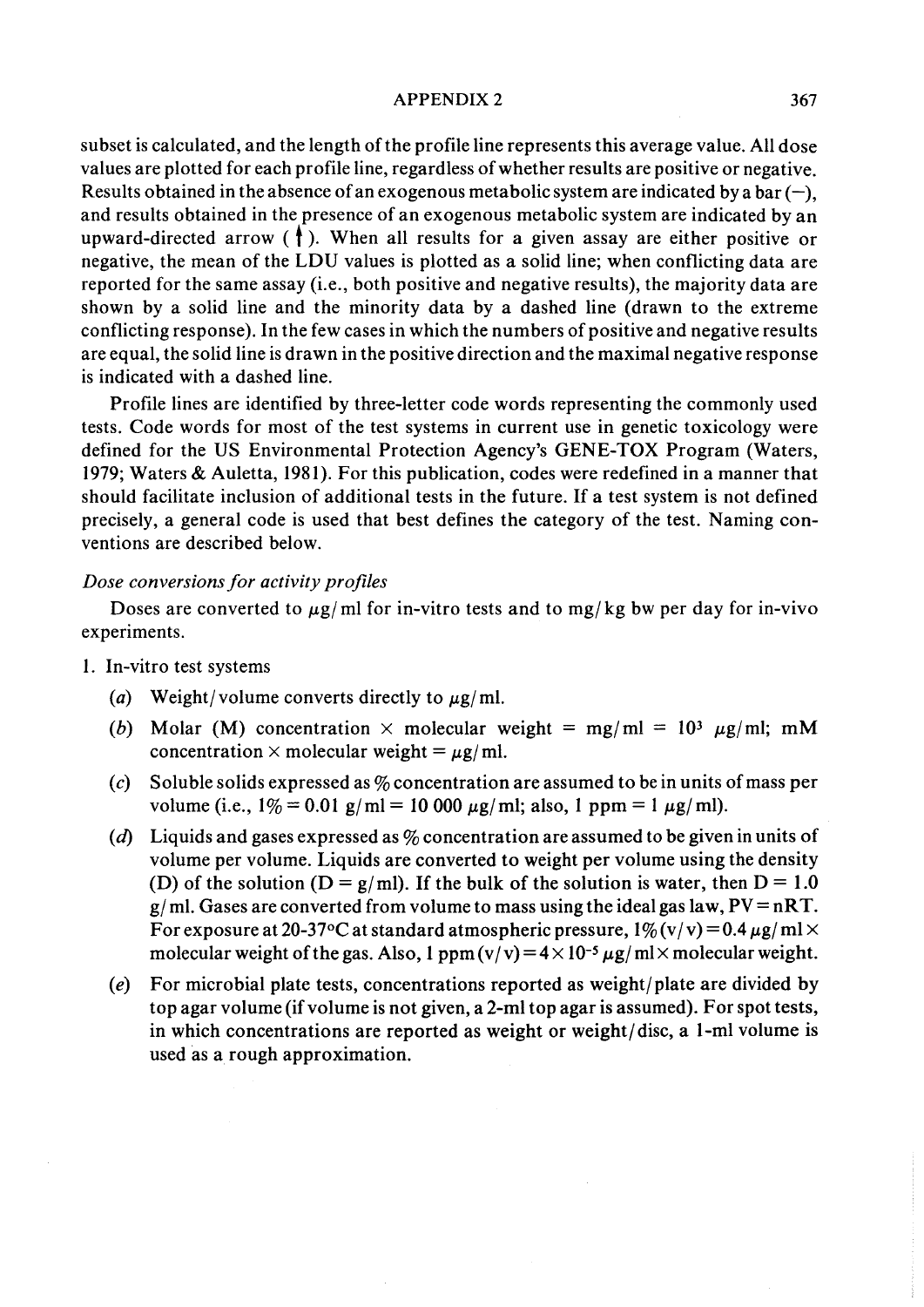subset is calculated, and the length of the profile line represents this average value. All dose values are plotted for each profile line, regardless of whether results are positive or negative. Results obtained in the absence of an exogenous metabolic system are indicated by a bar (−), and results obtained in the presence of an exogenous metabolic system are indicated by an upward-directed arrow (↑). When all results for a given assay are either positive or negative, the mean of the LDU values is plotted as a solid line; when conflicting data are reported for the same assay (i.e., both positive and negative results), the majority data are shown by a solid line and the minority data by a dashed line (drawn to the extreme conflicting response). In the few cases in which the numbers of positive and negative results are equal, the solid line is drawn in the positive direction and the maximal negative response is indicated with a dashed line.

Profile lines are identified by three-letter code words representing the commonly used tests. Code words for most of the test systems in current use in genetic toxicology were defined for the US Environmental Protection Agency's GENE-TOX Program (Waters, 1979; Waters & Auletta, 1981). For this publication, codes were redefined in a manner that should facilitate inclusion of additional tests in the future. If a test system is not defined precisely, a general code is used that best defines the category of the test. Naming conventions are described below.

*Dose conversions for activity profiles*

Doses are converted to $\mu g/ml$ for in-vitro tests and to mg/kg bw per day for in-vivo experiments.

1. In-vitro test systems
   - (*a*) Weight/volume converts directly to $\mu g/ml$.
   - (*b*) Molar (M) concentration × molecular weight = mg/ml = $10^3$ $\mu g/ml$; mM concentration × molecular weight = $\mu g/ml$.
   - (*c*) Soluble solids expressed as % concentration are assumed to be in units of mass per volume (i.e., 1% = 0.01 g/ml = 10 000 $\mu g/ml$; also, 1 ppm = 1 $\mu g/ml$).
   - (*d*) Liquids and gases expressed as % concentration are assumed to be given in units of volume per volume. Liquids are converted to weight per volume using the density (D) of the solution (D = g/ml). If the bulk of the solution is water, then D = 1.0 g/ml. Gases are converted from volume to mass using the ideal gas law, PV = nRT. For exposure at 20-37°C at standard atmospheric pressure, 1% (v/v) = 0.4 $\mu g/ml$ × molecular weight of the gas. Also, 1 ppm (v/v) = $4 \times 10^{-5}$ $\mu g/ml$ × molecular weight.
   - (*e*) For microbial plate tests, concentrations reported as weight/plate are divided by top agar volume (if volume is not given, a 2-ml top agar is assumed). For spot tests, in which concentrations are reported as weight or weight/disc, a 1-ml volume is used as a rough approximation.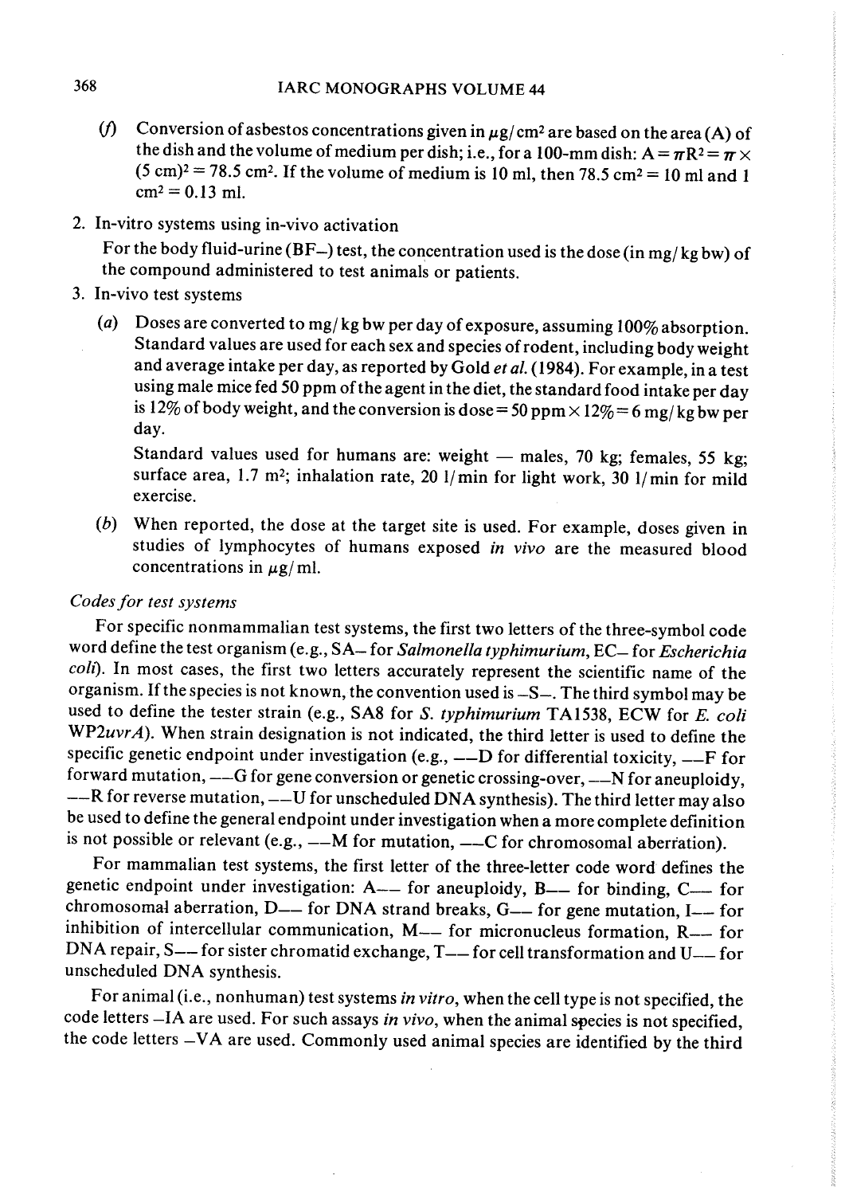(*f*) Conversion of asbestos concentrations given in $\mu g/cm^2$ are based on the area (A) of the dish and the volume of medium per dish; i.e., for a 100-mm dish: $A = \pi R^2 = \pi \times (5\ cm)^2 = 78.5\ cm^2$. If the volume of medium is 10 ml, then $78.5\ cm^2 = 10$ ml and $1\ cm^2 = 0.13$ ml.

2. In-vitro systems using in-vivo activation

   For the body fluid-urine (BF–) test, the concentration used is the dose (in mg/kg bw) of the compound administered to test animals or patients.

3. In-vivo test systems

   (*a*) Doses are converted to mg/kg bw per day of exposure, assuming 100% absorption. Standard values are used for each sex and species of rodent, including body weight and average intake per day, as reported by Gold *et al.* (1984). For example, in a test using male mice fed 50 ppm of the agent in the diet, the standard food intake per day is 12% of body weight, and the conversion is dose = 50 ppm × 12% = 6 mg/kg bw per day.

   Standard values used for humans are: weight — males, 70 kg; females, 55 kg; surface area, 1.7 $m^2$; inhalation rate, 20 l/min for light work, 30 l/min for mild exercise.

   (*b*) When reported, the dose at the target site is used. For example, doses given in studies of lymphocytes of humans exposed *in vivo* are the measured blood concentrations in $\mu g/ml$.

*Codes for test systems*

For specific nonmammalian test systems, the first two letters of the three-symbol code word define the test organism (e.g., SA– for *Salmonella typhimurium*, EC– for *Escherichia coli*). In most cases, the first two letters accurately represent the scientific name of the organism. If the species is not known, the convention used is –S–. The third symbol may be used to define the tester strain (e.g., SA8 for *S. typhimurium* TA1538, ECW for *E. coli* WP2*uvrA*). When strain designation is not indicated, the third letter is used to define the specific genetic endpoint under investigation (e.g., ––D for differential toxicity, ––F for forward mutation, ––G for gene conversion or genetic crossing-over, ––N for aneuploidy, ––R for reverse mutation, ––U for unscheduled DNA synthesis). The third letter may also be used to define the general endpoint under investigation when a more complete definition is not possible or relevant (e.g., ––M for mutation, ––C for chromosomal aberration).

For mammalian test systems, the first letter of the three-letter code word defines the genetic endpoint under investigation: A–– for aneuploidy, B–– for binding, C–– for chromosomal aberration, D–– for DNA strand breaks, G–– for gene mutation, I–– for inhibition of intercellular communication, M–– for micronucleus formation, R–– for DNA repair, S–– for sister chromatid exchange, T–– for cell transformation and U–– for unscheduled DNA synthesis.

For animal (i.e., nonhuman) test systems *in vitro*, when the cell type is not specified, the code letters –IA are used. For such assays *in vivo*, when the animal species is not specified, the code letters –VA are used. Commonly used animal species are identified by the third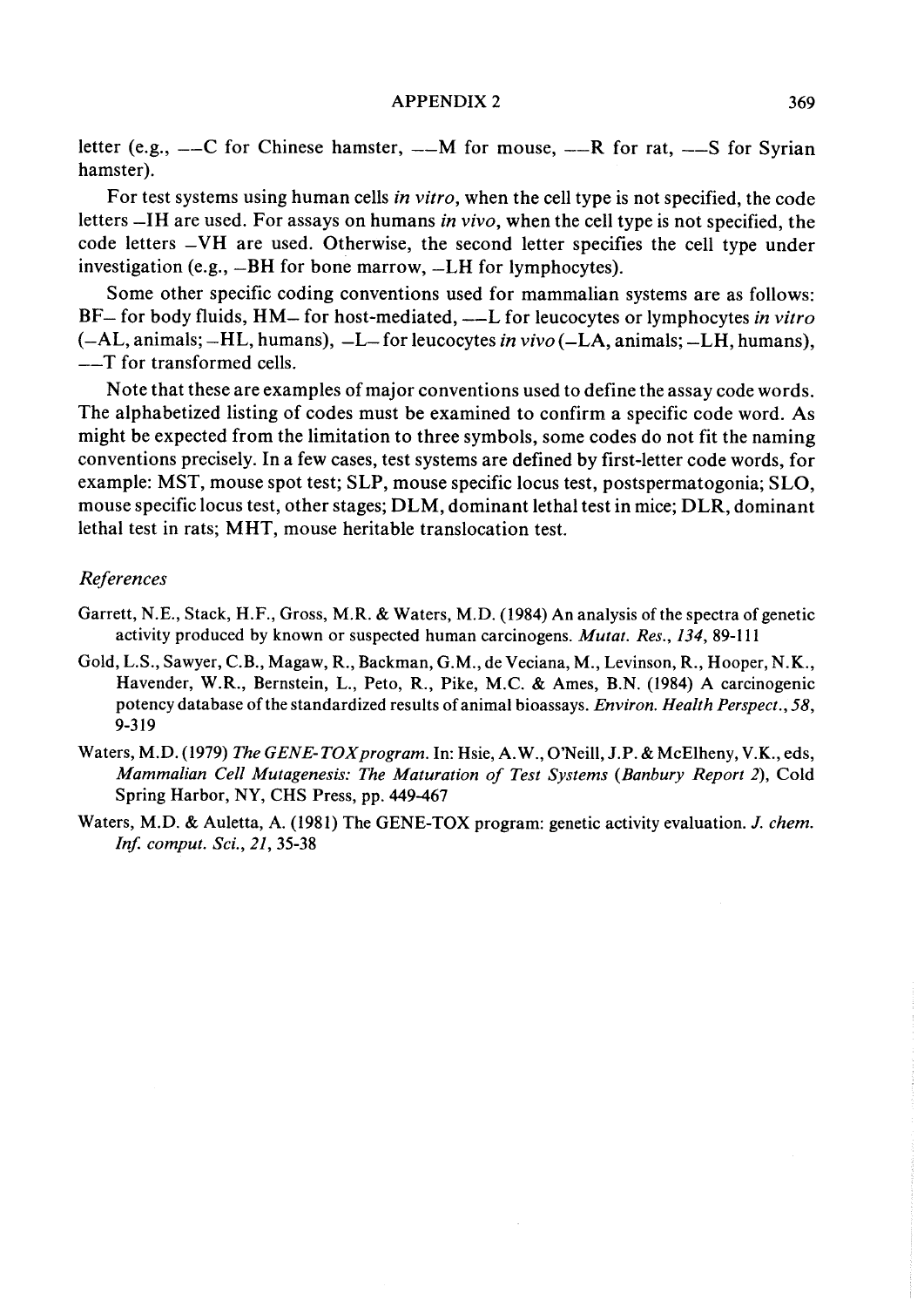letter (e.g., ––C for Chinese hamster, ––M for mouse, ––R for rat, ––S for Syrian hamster).

For test systems using human cells *in vitro*, when the cell type is not specified, the code letters –IH are used. For assays on humans *in vivo*, when the cell type is not specified, the code letters –VH are used. Otherwise, the second letter specifies the cell type under investigation (e.g., –BH for bone marrow, –LH for lymphocytes).

Some other specific coding conventions used for mammalian systems are as follows: BF– for body fluids, HM– for host-mediated, ––L for leucocytes or lymphocytes *in vitro* (–AL, animals; –HL, humans), –L– for leucocytes *in vivo* (–LA, animals; –LH, humans), ––T for transformed cells.

Note that these are examples of major conventions used to define the assay code words. The alphabetized listing of codes must be examined to confirm a specific code word. As might be expected from the limitation to three symbols, some codes do not fit the naming conventions precisely. In a few cases, test systems are defined by first-letter code words, for example: MST, mouse spot test; SLP, mouse specific locus test, postspermatogonia; SLO, mouse specific locus test, other stages; DLM, dominant lethal test in mice; DLR, dominant lethal test in rats; MHT, mouse heritable translocation test.

### *References*

Garrett, N.E., Stack, H.F., Gross, M.R. & Waters, M.D. (1984) An analysis of the spectra of genetic activity produced by known or suspected human carcinogens. *Mutat. Res., 134*, 89-111

Gold, L.S., Sawyer, C.B., Magaw, R., Backman, G.M., de Veciana, M., Levinson, R., Hooper, N.K., Havender, W.R., Bernstein, L., Peto, R., Pike, M.C. & Ames, B.N. (1984) A carcinogenic potency database of the standardized results of animal bioassays. *Environ. Health Perspect., 58*, 9-319

Waters, M.D. (1979) *The GENE-TOX program*. In: Hsie, A.W., O'Neill, J.P. & McElheny, V.K., eds, *Mammalian Cell Mutagenesis: The Maturation of Test Systems (Banbury Report 2)*, Cold Spring Harbor, NY, CHS Press, pp. 449-467

Waters, M.D. & Auletta, A. (1981) The GENE-TOX program: genetic activity evaluation. *J. chem. Inf. comput. Sci., 21*, 35-38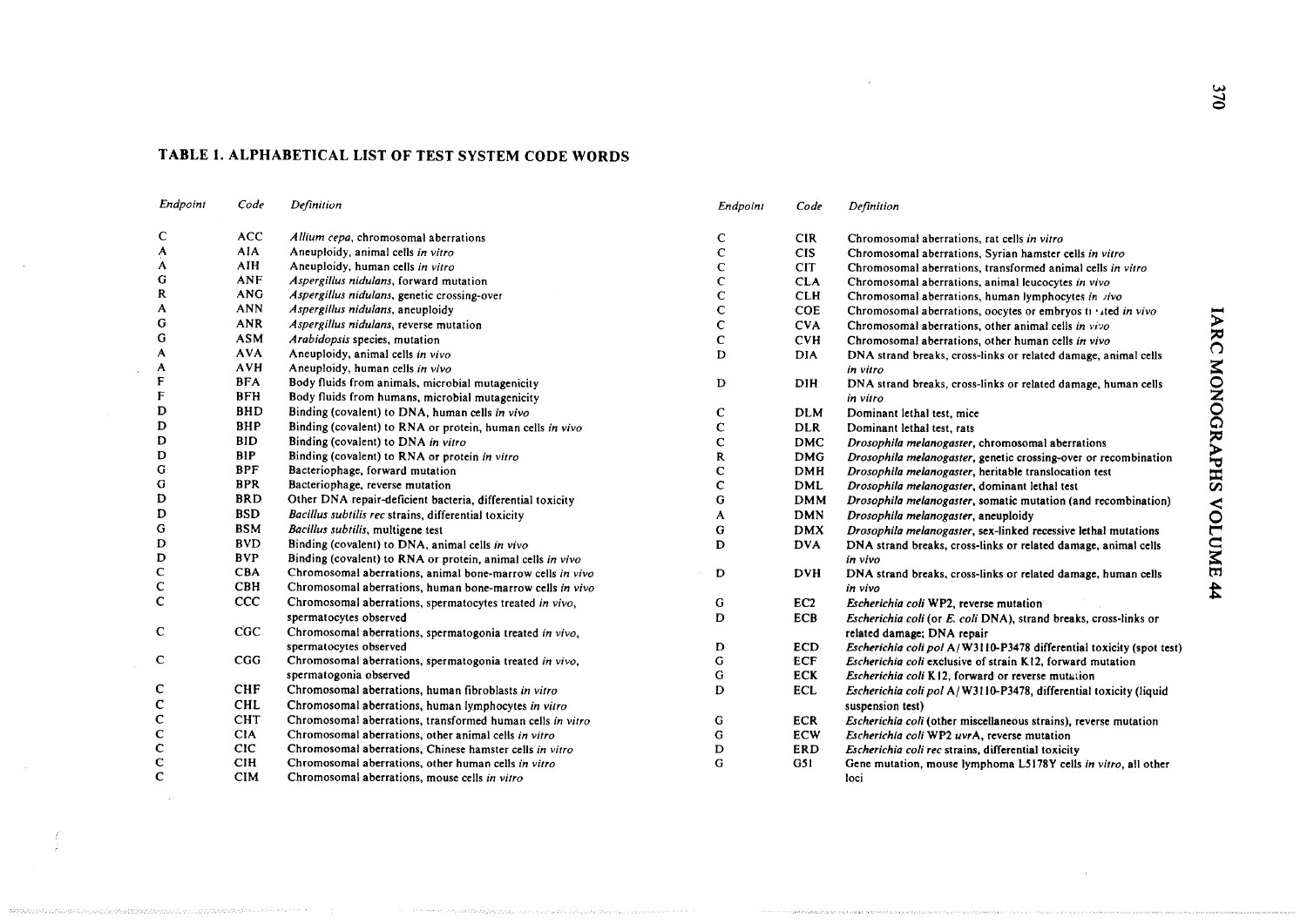## TABLE 1. ALPHABETICAL LIST OF TEST SYSTEM CODE WORDS

| *Endpoint* | *Code* | *Definition* |
|---|---|---|
| C | ACC | *Allium cepa*, chromosomal aberrations |
| A | AIA | Aneuploidy, animal cells *in vitro* |
| A | AIH | Aneuploidy, human cells *in vitro* |
| G | ANF | *Aspergillus nidulans*, forward mutation |
| R | ANG | *Aspergillus nidulans*, genetic crossing-over |
| A | ANN | *Aspergillus nidulans*, aneuploidy |
| G | ANR | *Aspergillus nidulans*, reverse mutation |
| G | ASM | *Arabidopsis* species, mutation |
| A | AVA | Aneuploidy, animal cells *in vivo* |
| A | AVH | Aneuploidy, human cells *in vivo* |
| F | BFA | Body fluids from animals, microbial mutagenicity |
| F | BFH | Body fluids from humans, microbial mutagenicity |
| D | BHD | Binding (covalent) to DNA, human cells *in vivo* |
| D | BHP | Binding (covalent) to RNA or protein, human cells *in vivo* |
| D | BID | Binding (covalent) to DNA *in vitro* |
| D | BIP | Binding (covalent) to RNA or protein *in vitro* |
| G | BPF | Bacteriophage, forward mutation |
| G | BPR | Bacteriophage, reverse mutation |
| D | BRD | Other DNA repair-deficient bacteria, differential toxicity |
| D | BSD | *Bacillus subtilis rec* strains, differential toxicity |
| G | BSM | *Bacillus subtilis*, multigene test |
| D | BVD | Binding (covalent) to DNA, animal cells *in vivo* |
| D | BVP | Binding (covalent) to RNA or protein, animal cells *in vivo* |
| C | CBA | Chromosomal aberrations, animal bone-marrow cells *in vivo* |
| C | CBH | Chromosomal aberrations, human bone-marrow cells *in vivo* |
| C | CCC | Chromosomal aberrations, spermatocytes treated *in vivo*, spermatocytes observed |
| C | CGC | Chromosomal aberrations, spermatogonia treated *in vivo*, spermatocytes observed |
| C | CGG | Chromosomal aberrations, spermatogonia treated *in vivo*, spermatogonia observed |
| C | CHF | Chromosomal aberrations, human fibroblasts *in vitro* |
| C | CHL | Chromosomal aberrations, human lymphocytes *in vitro* |
| C | CHT | Chromosomal aberrations, transformed human cells *in vitro* |
| C | CIA | Chromosomal aberrations, other animal cells *in vitro* |
| C | CIC | Chromosomal aberrations, Chinese hamster cells *in vitro* |
| C | CIH | Chromosomal aberrations, other human cells *in vitro* |
| C | CIM | Chromosomal aberrations, mouse cells *in vitro* |
| C | CIR | Chromosomal aberrations, rat cells *in vitro* |
| C | CIS | Chromosomal aberrations, Syrian hamster cells *in vitro* |
| C | CIT | Chromosomal aberrations, transformed animal cells *in vitro* |
| C | CLA | Chromosomal aberrations, animal leucocytes *in vivo* |
| C | CLH | Chromosomal aberrations, human lymphocytes *in vivo* |
| C | COE | Chromosomal aberrations, oocytes or embryos treated *in vivo* |
| C | CVA | Chromosomal aberrations, other animal cells *in vivo* |
| C | CVH | Chromosomal aberrations, other human cells *in vivo* |
| D | DIA | DNA strand breaks, cross-links or related damage, animal cells *in vitro* |
| D | DIH | DNA strand breaks, cross-links or related damage, human cells *in vitro* |
| C | DLM | Dominant lethal test, mice |
| C | DLR | Dominant lethal test, rats |
| C | DMC | *Drosophila melanogaster*, chromosomal aberrations |
| R | DMG | *Drosophila melanogaster*, genetic crossing-over or recombination |
| C | DMH | *Drosophila melanogaster*, heritable translocation test |
| C | DML | *Drosophila melanogaster*, dominant lethal test |
| G | DMM | *Drosophila melanogaster*, somatic mutation (and recombination) |
| A | DMN | *Drosophila melanogaster*, aneuploidy |
| G | DMX | *Drosophila melanogaster*, sex-linked recessive lethal mutations |
| D | DVA | DNA strand breaks, cross-links or related damage, animal cells *in vivo* |
| D | DVH | DNA strand breaks, cross-links or related damage, human cells *in vivo* |
| G | EC2 | *Escherichia coli* WP2, reverse mutation |
| D | ECB | *Escherichia coli* (or *E. coli* DNA), strand breaks, cross-links or related damage; DNA repair |
| D | ECD | *Escherichia coli pol* A/W3110-P3478 differential toxicity (spot test) |
| G | ECF | *Escherichia coli* exclusive of strain K12, forward mutation |
| G | ECK | *Escherichia coli* K12, forward or reverse mutation |
| D | ECL | *Escherichia coli pol* A/W3110-P3478, differential toxicity (liquid suspension test) |
| G | ECR | *Escherichia coli* (other miscellaneous strains), reverse mutation |
| G | ECW | *Escherichia coli* WP2 *uvr*A, reverse mutation |
| D | ERD | *Escherichia coli rec* strains, differential toxicity |
| G | G51 | Gene mutation, mouse lymphoma L5178Y cells *in vitro*, all other loci |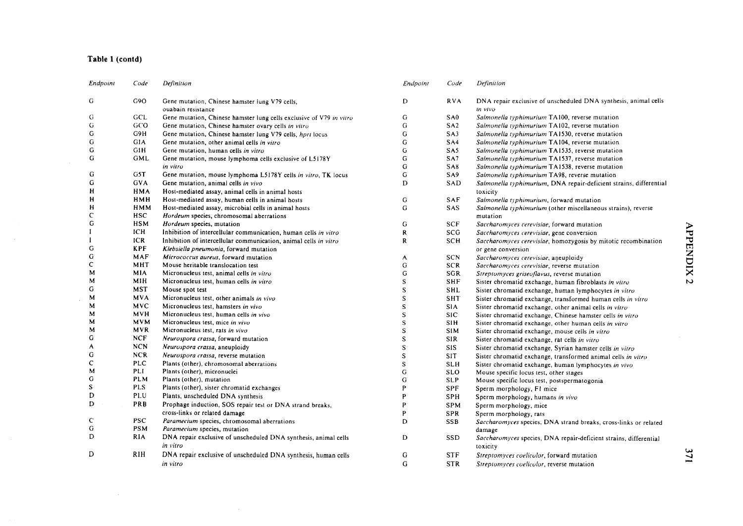**Table 1 (contd)**

| *Endpoint* | *Code* | *Definition* |
|---|---|---|
| G | G9O | Gene mutation, Chinese hamster lung V79 cells, ouabain resistance |
| G | GCL | Gene mutation, Chinese hamster lung cells exclusive of V79 *in vitro* |
| G | GCO | Gene mutation, Chinese hamster ovary cells *in vitro* |
| G | G9H | Gene mutation, Chinese hamster lung V79 cells, *hprt* locus |
| G | GIA | Gene mutation, other animal cells *in vitro* |
| G | GIH | Gene mutation, human cells *in vitro* |
| G | GML | Gene mutation, mouse lymphoma cells exclusive of L5178Y *in vitro* |
| G | G5T | Gene mutation, mouse lymphoma L5178Y cells *in vitro*, TK locus |
| G | GVA | Gene mutation, animal cells *in vivo* |
| H | HMA | Host-mediated assay, animal cells in animal hosts |
| H | HMH | Host-mediated assay, human cells in animal hosts |
| H | HMM | Host-mediated assay, microbial cells in animal hosts |
| C | HSC | *Hordeum* species, chromosomal aberrations |
| G | HSM | *Hordeum* species, mutation |
| I | ICH | Inhibition of intercellular communication, human cells *in vitro* |
| I | ICR | Inhibition of intercellular communication, animal cells *in vitro* |
| G | KPF | *Klebsiella pneumonia*, forward mutation |
| G | MAF | *Micrococcus aureus*, forward mutation |
| C | MHT | Mouse heritable translocation test |
| M | MIA | Micronucleus test, animal cells *in vitro* |
| M | MIH | Micronucleus test, human cells *in vitro* |
| G | MST | Mouse spot test |
| M | MVA | Micronucleus test, other animals *in vivo* |
| M | MVC | Micronucleus test, hamsters *in vivo* |
| M | MVH | Micronucleus test, human cells *in vivo* |
| M | MVM | Micronucleus test, mice *in vivo* |
| M | MVR | Micronucleus test, rats *in vivo* |
| G | NCF | *Neurospora crassa*, forward mutation |
| A | NCN | *Neurospora crassa*, aneuploidy |
| G | NCR | *Neurospora crassa*, reverse mutation |
| C | PLC | Plants (other), chromosomal aberrations |
| M | PLI | Plants (other), micronuclei |
| G | PLM | Plants (other), mutation |
| S | PLS | Plants (other), sister chromatid exchanges |
| D | PLU | Plants, unscheduled DNA synthesis |
| D | PRB | Prophage induction, SOS repair test or DNA strand breaks, cross-links or related damage |
| C | PSC | *Paramecium* species, chromosomal aberrations |
| G | PSM | *Paramecium* species, mutation |
| D | RIA | DNA repair exclusive of unscheduled DNA synthesis, animal cells *in vitro* |
| D | RIH | DNA repair exclusive of unscheduled DNA synthesis, human cells *in vitro* |
| D | RVA | DNA repair exclusive of unscheduled DNA synthesis, animal cells *in vivo* |
| G | SA0 | *Salmonella typhimurium* TA100, reverse mutation |
| G | SA2 | *Salmonella typhimurium* TA102, reverse mutation |
| G | SA3 | *Salmonella typhimurium* TA1530, reverse mutation |
| G | SA4 | *Salmonella typhimurium* TA104, reverse mutation |
| G | SA5 | *Salmonella typhimurium* TA1535, reverse mutation |
| G | SA7 | *Salmonella typhimurium* TA1537, reverse mutation |
| G | SA8 | *Salmonella typhimurium* TA1538, reverse mutation |
| G | SA9 | *Salmonella typhimurium* TA98, reverse mutation |
| D | SAD | *Salmonella typhimurium*, DNA repair-deficient strains, differential toxicity |
| G | SAF | *Salmonella typhimurium*, forward mutation |
| G | SAS | *Salmonella typhimurium* (other miscellaneous strains), reverse mutation |
| G | SCF | *Saccharomyces cerevisiae*, forward mutation |
| R | SCG | *Saccharomyces cerevisiae*, gene conversion |
| R | SCH | *Saccharomyces cerevisiae*, homozygosis by mitotic recombination or gene conversion |
| A | SCN | *Saccharomyces cerevisiae*, aneuploidy |
| G | SCR | *Saccharomyces cerevisiae*, reverse mutation |
| G | SGR | *Streptomyces griseoflavus*, reverse mutation |
| S | SHF | Sister chromatid exchange, human fibroblasts *in vitro* |
| S | SHL | Sister chromatid exchange, human lymphocytes *in vitro* |
| S | SHT | Sister chromatid exchange, transformed human cells *in vitro* |
| S | SIA | Sister chromatid exchange, other animal cells *in vitro* |
| S | SIC | Sister chromatid exchange, Chinese hamster cells *in vitro* |
| S | SIH | Sister chromatid exchange, other human cells *in vitro* |
| S | SIM | Sister chromatid exchange, mouse cells *in vitro* |
| S | SIR | Sister chromatid exchange, rat cells *in vitro* |
| S | SIS | Sister chromatid exchange, Syrian hamster cells *in vitro* |
| S | SIT | Sister chromatid exchange, transformed animal cells *in vitro* |
| S | SLH | Sister chromatid exchange, human lymphocytes *in vivo* |
| G | SLO | Mouse specific locus test, other stages |
| G | SLP | Mouse specific locus test, postspermatogonia |
| P | SPF | Sperm morphology, F1 mice |
| P | SPH | Sperm morphology, humans *in vivo* |
| P | SPM | Sperm morphology, mice |
| P | SPR | Sperm morphology, rats |
| D | SSB | *Saccharomyces* species, DNA strand breaks, cross-links or related damage |
| D | SSD | *Saccharomyces* species, DNA repair-deficient strains, differential toxicity |
| G | STF | *Streptomyces coelicolor*, forward mutation |
| G | STR | *Streptomyces coelicolor*, reverse mutation |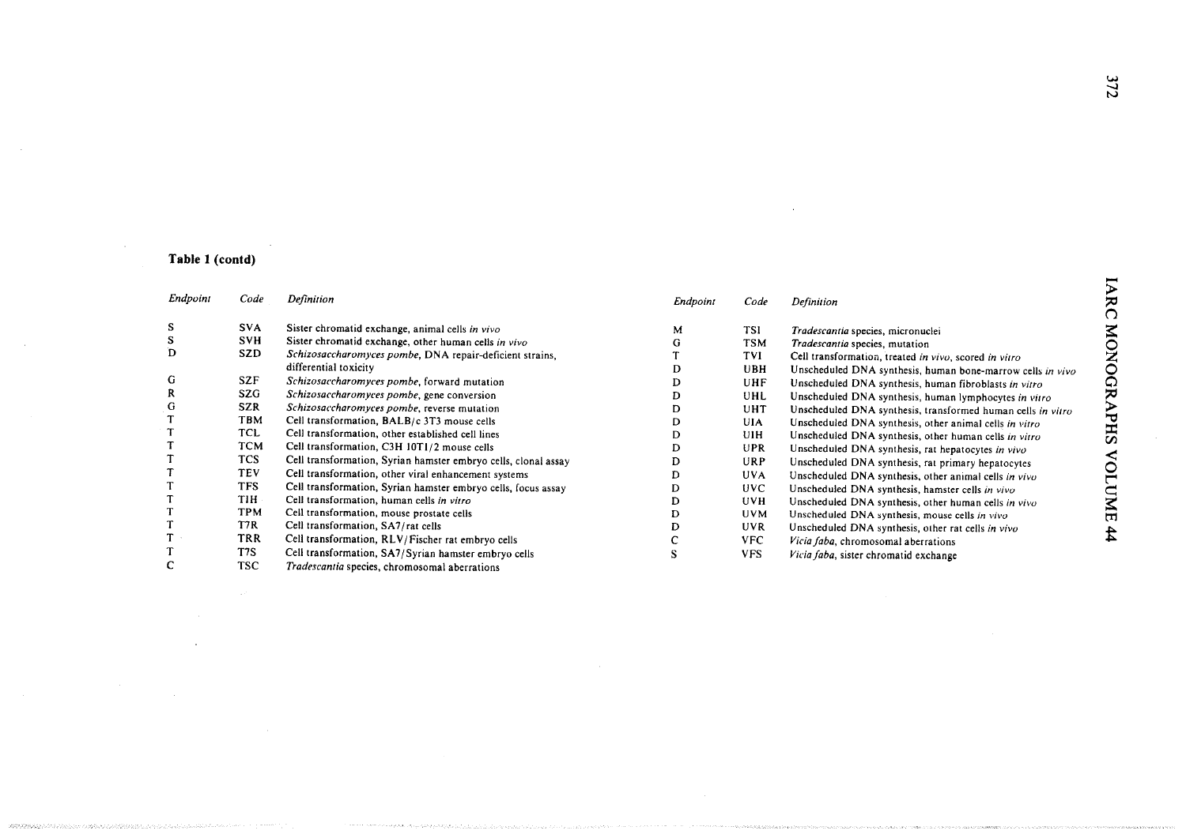**Table 1 (contd)**

| Endpoint | Code | Definition |
|---|---|---|
| S | SVA | Sister chromatid exchange, animal cells *in vivo* |
| S | SVH | Sister chromatid exchange, other human cells *in vivo* |
| D | SZD | *Schizosaccharomyces pombe*, DNA repair-deficient strains, differential toxicity |
| G | SZF | *Schizosaccharomyces pombe*, forward mutation |
| R | SZG | *Schizosaccharomyces pombe*, gene conversion |
| G | SZR | *Schizosaccharomyces pombe*, reverse mutation |
| T | TBM | Cell transformation, BALB/c 3T3 mouse cells |
| T | TCL | Cell transformation, other established cell lines |
| T | TCM | Cell transformation, C3H 10T1/2 mouse cells |
| T | TCS | Cell transformation, Syrian hamster embryo cells, clonal assay |
| T | TEV | Cell transformation, other viral enhancement systems |
| T | TFS | Cell transformation, Syrian hamster embryo cells, focus assay |
| T | TIH | Cell transformation, human cells *in vitro* |
| T | TPM | Cell transformation, mouse prostate cells |
| T | T7R | Cell transformation, SA7/rat cells |
| T | TRR | Cell transformation, RLV/Fischer rat embryo cells |
| T | T7S | Cell transformation, SA7/Syrian hamster embryo cells |
| C | TSC | *Tradescantia* species, chromosomal aberrations |
| M | TSI | *Tradescantia* species, micronuclei |
| G | TSM | *Tradescantia* species, mutation |
| T | TVI | Cell transformation, treated *in vivo*, scored *in vitro* |
| D | UBH | Unscheduled DNA synthesis, human bone-marrow cells *in vivo* |
| D | UHF | Unscheduled DNA synthesis, human fibroblasts *in vitro* |
| D | UHL | Unscheduled DNA synthesis, human lymphocytes *in vitro* |
| D | UHT | Unscheduled DNA synthesis, transformed human cells *in vitro* |
| D | UIA | Unscheduled DNA synthesis, other animal cells *in vitro* |
| D | UIH | Unscheduled DNA synthesis, other human cells *in vitro* |
| D | UPR | Unscheduled DNA synthesis, rat hepatocytes *in vivo* |
| D | URP | Unscheduled DNA synthesis, rat primary hepatocytes |
| D | UVA | Unscheduled DNA synthesis, other animal cells *in vivo* |
| D | UVC | Unscheduled DNA synthesis, hamster cells *in vivo* |
| D | UVH | Unscheduled DNA synthesis, other human cells *in vivo* |
| D | UVM | Unscheduled DNA synthesis, mouse cells *in vivo* |
| D | UVR | Unscheduled DNA synthesis, other rat cells *in vivo* |
| C | VFC | *Vicia faba*, chromosomal aberrations |
| S | VFS | *Vicia faba*, sister chromatid exchange |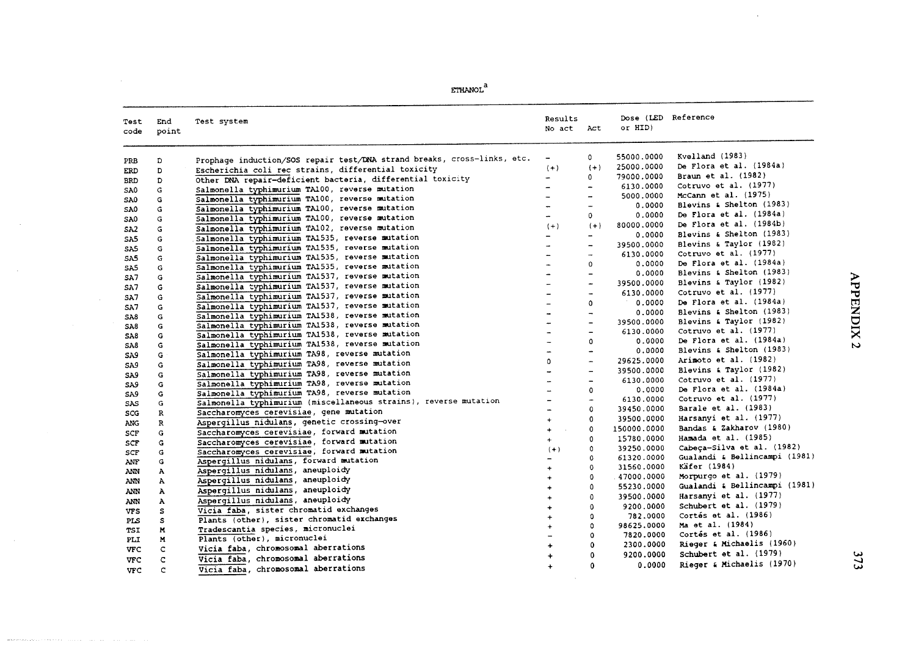ETHANOL[a]

| Test code | End point | Test system | Results No act | Act | Dose (LED or HID) | Reference |
|---|---|---|---|---|---|---|
| PRB | D | Prophage induction/SOS repair test/DNA strand breaks, cross-links, etc. | – | 0 | 55000.0000 | Kvelland (1983) |
| ERD | D | Escherichia coli rec strains, differential toxicity | (+) | (+) | 25000.0000 | De Flora et al. (1984a) |
| BRD | D | Other DNA repair-deficient bacteria, differential toxicity | – | 0 | 79000.0000 | Braun et al. (1982) |
| SA0 | G | Salmonella typhimurium TA100, reverse mutation | – | – | 6130.0000 | Cotruvo et al. (1977) |
| SA0 | G | Salmonella typhimurium TA100, reverse mutation | – | – | 5000.0000 | McCann et al. (1975) |
| SA0 | G | Salmonella typhimurium TA100, reverse mutation | – | – | 0.0000 | Blevins & Shelton (1983) |
| SA0 | G | Salmonella typhimurium TA100, reverse mutation | – | 0 | 0.0000 | De Flora et al. (1984a) |
| SA2 | G | Salmonella typhimurium TA102, reverse mutation | (+) | (+) | 80000.0000 | De Flora et al. (1984b) |
| SA5 | G | Salmonella typhimurium TA1535, reverse mutation | – | – | 0.0000 | Blevins & Shelton (1983) |
| SA5 | G | Salmonella typhimurium TA1535, reverse mutation | – | – | 39500.0000 | Blevins & Taylor (1982) |
| SA5 | G | Salmonella typhimurium TA1535, reverse mutation | – | – | 6130.0000 | Cotruvo et al. (1977) |
| SA5 | G | Salmonella typhimurium TA1535, reverse mutation | – | 0 | 0.0000 | De Flora et al. (1984a) |
| SA7 | G | Salmonella typhimurium TA1537, reverse mutation | – | – | 0.0000 | Blevins & Shelton (1983) |
| SA7 | G | Salmonella typhimurium TA1537, reverse mutation | – | – | 39500.0000 | Blevins & Taylor (1982) |
| SA7 | G | Salmonella typhimurium TA1537, reverse mutation | – | – | 6130.0000 | Cotruvo et al. (1977) |
| SA7 | G | Salmonella typhimurium TA1537, reverse mutation | – | 0 | 0.0000 | De Flora et al. (1984a) |
| SA8 | G | Salmonella typhimurium TA1538, reverse mutation | – | – | 0.0000 | Blevins & Shelton (1983) |
| SA8 | G | Salmonella typhimurium TA1538, reverse mutation | – | – | 39500.0000 | Blevins & Taylor (1982) |
| SA8 | G | Salmonella typhimurium TA1538, reverse mutation | – | – | 6130.0000 | Cotruvo et al. (1977) |
| SA8 | G | Salmonella typhimurium TA1538, reverse mutation | – | 0 | 0.0000 | De Flora et al. (1984a) |
| SA9 | G | Salmonella typhimurium TA98, reverse mutation | – | – | 0.0000 | Blevins & Shelton (1983) |
| SA9 | G | Salmonella typhimurium TA98, reverse mutation | 0 | – | 29625.0000 | Arimoto et al. (1982) |
| SA9 | G | Salmonella typhimurium TA98, reverse mutation | – | – | 39500.0000 | Blevins & Taylor (1982) |
| SA9 | G | Salmonella typhimurium TA98, reverse mutation | – | – | 6130.0000 | Cotruvo et al. (1977) |
| SA9 | G | Salmonella typhimurium TA98, reverse mutation | – | 0 | 0.0000 | De Flora et al. (1984a) |
| SAS | G | Salmonella typhimurium (miscellaneous strains), reverse mutation | – | – | 6130.0000 | Cotruvo et al. (1977) |
| SCG | R | Saccharomyces cerevisiae, gene mutation | – | 0 | 39450.0000 | Barale et al. (1983) |
| ANG | R | Aspergillus nidulans, genetic crossing-over | + | 0 | 39500.0000 | Harsanyi et al. (1977) |
| SCF | G | Saccharomyces cerevisiae, forward mutation | + | 0 | 150000.0000 | Bandas & Zakharov (1980) |
| SCF | G | Saccharomyces cerevisiae, forward mutation | + | 0 | 15780.0000 | Hamada et al. (1985) |
| SCF | G | Saccharomyces cerevisiae, forward mutation | (+) | 0 | 39250.0000 | Cabeça-Silva et al. (1982) |
| ANF | G | Aspergillus nidulans, forward mutation | – | 0 | 61320.0000 | Gualandi & Bellincampi (1981) |
| ANN | A | Aspergillus nidulans, aneuploidy | + | 0 | 31560.0000 | Käfer (1984) |
| ANN | A | Aspergillus nidulans, aneuploidy | + | 0 | 47000.0000 | Morpurgo et al. (1979) |
| ANN | A | Aspergillus nidulans, aneuploidy | + | 0 | 55230.0000 | Gualandi & Bellincampi (1981) |
| ANN | A | Aspergillus nidulans, aneuploidy | + | 0 | 39500.0000 | Harsanyi et al. (1977) |
| VFS | S | Vicia faba, sister chromatid exchanges | + | 0 | 9200.0000 | Schubert et al. (1979) |
| PLS | S | Plants (other), sister chromatid exchanges | + | 0 | 782.0000 | Cortés et al. (1986) |
| TSI | M | Tradescantia species, micronuclei | + | 0 | 98625.0000 | Ma et al. (1984) |
| PLI | M | Plants (other), micronuclei | – | 0 | 7820.0000 | Cortés et al. (1986) |
| VFC | C | Vicia faba, chromosomal aberrations | + | 0 | 2300.0000 | Rieger & Michaelis (1960) |
| VFC | C | Vicia faba, chromosomal aberrations | + | 0 | 9200.0000 | Schubert et al. (1979) |
| VFC | C | Vicia faba, chromosomal aberrations | + | 0 | 0.0000 | Rieger & Michaelis (1970) |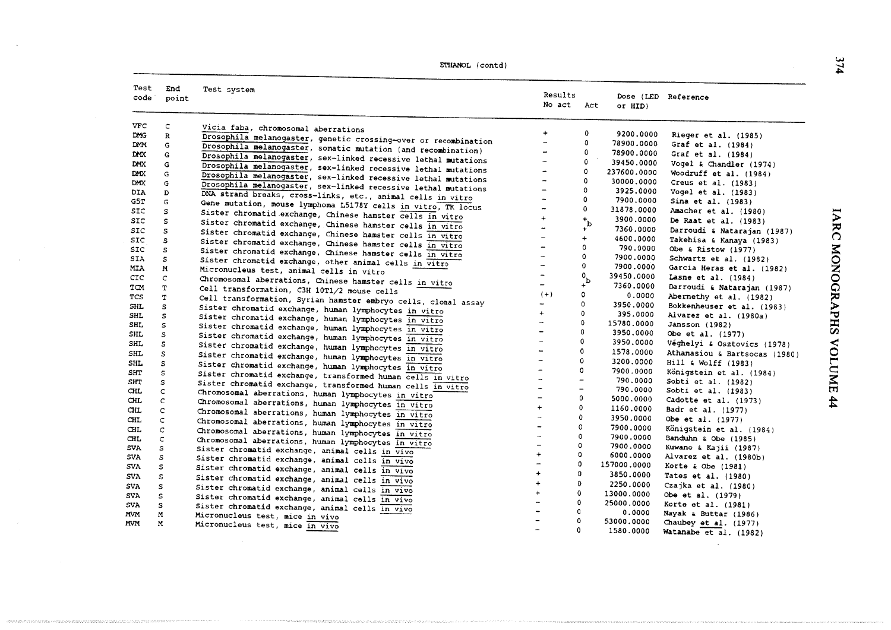ETHANOL (contd)

| Test code | End point | Test system | Results No act | Act | Dose (LED or HID) | Reference |
|---|---|---|---|---|---|---|
| VFC | C | *Vicia faba*, chromosomal aberrations | + | 0 | 9200.0000 | Rieger et al. (1985) |
| DMG | R | *Drosophila melanogaster*, genetic crossing-over or recombination | – | 0 | 78900.0000 | Graf et al. (1984) |
| DMM | G | *Drosophila melanogaster*, somatic mutation (and recombination) | – | 0 | 78900.0000 | Graf et al. (1984) |
| DMX | G | *Drosophila melanogaster*, sex-linked recessive lethal mutations | – | 0 | 39450.0000 | Vogel & Chandler (1974) |
| DMX | G | *Drosophila melanogaster*, sex-linked recessive lethal mutations | – | 0 | 237600.0000 | Woodruff et al. (1984) |
| DMX | G | *Drosophila melanogaster*, sex-linked recessive lethal mutations | – | 0 | 30000.0000 | Creus et al. (1983) |
| DIA | D | DNA strand breaks, cross-links, etc., animal cells *in vitro* | – | 0 | 3925.0000 | Vogel et al. (1983) |
| G5T | G | Gene mutation, mouse lymphoma L5178Y cells *in vitro*, TK locus | – | 0 | 7900.0000 | Sina et al. (1983) |
| SIC | S | Sister chromatid exchange, Chinese hamster cells *in vitro* | – | 0 | 31878.0000 | Amacher et al. (1980) |
| SIC | S | Sister chromatid exchange, Chinese hamster cells *in vitro* | + | +[b] | 3900.0000 | De Raat et al. (1983) |
| SIC | S | Sister chromatid exchange, Chinese hamster cells *in vitro* | – | + | 7360.0000 | Darroudi & Natarajan (1987) |
| SIC | S | Sister chromatid exchange, Chinese hamster cells *in vitro* | – | + | 4600.0000 | Takehisa & Kanaya (1983) |
| SIC | S | Sister chromatid exchange, Chinese hamster cells *in vitro* | – | 0 | 790.0000 | Obe & Ristow (1977) |
| SIA | S | Sister chromatid exchange, other animal cells *in vitro* | – | 0 | 7900.0000 | Schwartz et al. (1982) |
| MIA | M | Micronucleus test, animal cells in vitro | – | 0 | 7900.0000 | Garcia Heras et al. (1982) |
| CIC | C | Chromosomal aberrations, Chinese hamster cells *in vitro* | – | 0[b] | 39450.0000 | Lasne et al. (1984) |
| TCM | T | Cell transformation, C3H 10T1/2 mouse cells | – | + | 7360.0000 | Darroudi & Natarajan (1987) |
| TCS | T | Cell transformation, Syrian hamster embryo cells, clonal assay | (+) | 0 | 0.0000 | Abernethy et al. (1982) |
| SHL | S | Sister chromatid exchange, human lymphocytes *in vitro* | – | 0 | 3950.0000 | Bokkenheuser et al. (1983) |
| SHL | S | Sister chromatid exchange, human lymphocytes *in vitro* | + | 0 | 395.0000 | Alvarez et al. (1980a) |
| SHL | S | Sister chromatid exchange, human lymphocytes *in vitro* | – | 0 | 15780.0000 | Jansson (1982) |
| SHL | S | Sister chromatid exchange, human lymphocytes *in vitro* | – | 0 | 3950.0000 | Obe et al. (1977) |
| SHL | S | Sister chromatid exchange, human lymphocytes *in vitro* | – | 0 | 3950.0000 | Véghelyi & Osztovics (1978) |
| SHL | S | Sister chromatid exchange, human lymphocytes *in vitro* | – | 0 | 1578.0000 | Athanasiou & Bartsocas (1980) |
| SHL | S | Sister chromatid exchange, human lymphocytes *in vitro* | – | 0 | 3200.0000 | Hill & Wolff (1983) |
| SHL | S | Sister chromatid exchange, human lymphocytes *in vitro* | – | 0 | 7900.0000 | Königstein et al. (1984) |
| SHT | S | Sister chromatid exchange, transformed human cells *in vitro* | – | – | 790.0000 | Sobti et al. (1982) |
| SHT | S | Sister chromatid exchange, transformed human cells *in vitro* | – | – | 790.0000 | Sobti et al. (1983) |
| CHL | C | Chromosomal aberrations, human lymphocytes *in vitro* | – | 0 | 5000.0000 | Cadotte et al. (1973) |
| CHL | C | Chromosomal aberrations, human lymphocytes *in vitro* | + | 0 | 1160.0000 | Badr et al. (1977) |
| CHL | C | Chromosomal aberrations, human lymphocytes *in vitro* | – | 0 | 3950.0000 | Obe et al. (1977) |
| CHL | C | Chromosomal aberrations, human lymphocytes *in vitro* | – | 0 | 7900.0000 | Königstein et al. (1984) |
| CHL | C | Chromosomal aberrations, human lymphocytes *in vitro* | – | 0 | 7900.0000 | Banduhn & Obe (1985) |
| SVA | S | Sister chromatid exchange, animal cells *in vivo* | – | 0 | 7900.0000 | Kuwano & Kajii (1987) |
| SVA | S | Sister chromatid exchange, animal cells *in vivo* | + | 0 | 6000.0000 | Alvarez et al. (1980b) |
| SVA | S | Sister chromatid exchange, animal cells *in vivo* | – | 0 | 157000.0000 | Korte & Obe (1981) |
| SVA | S | Sister chromatid exchange, animal cells *in vivo* | + | 0 | 3850.0000 | Tates et al. (1980) |
| SVA | S | Sister chromatid exchange, animal cells *in vivo* | + | 0 | 2250.0000 | Czajka et al. (1980) |
| SVA | S | Sister chromatid exchange, animal cells *in vivo* | + | 0 | 13000.0000 | Obe et al. (1979) |
| SVA | S | Sister chromatid exchange, animal cells *in vivo* | – | 0 | 25000.0000 | Korte et al. (1981) |
| MVM | M | Micronucleus test, mice *in vivo* | – | 0 | 0.0000 | Nayak & Buttar (1986) |
| MVM | M | Micronucleus test, mice *in vivo* | – | 0 | 53000.0000 | Chaubey et al. (1977) |
| | | | – | 0 | 1580.0000 | Watanabe et al. (1982) |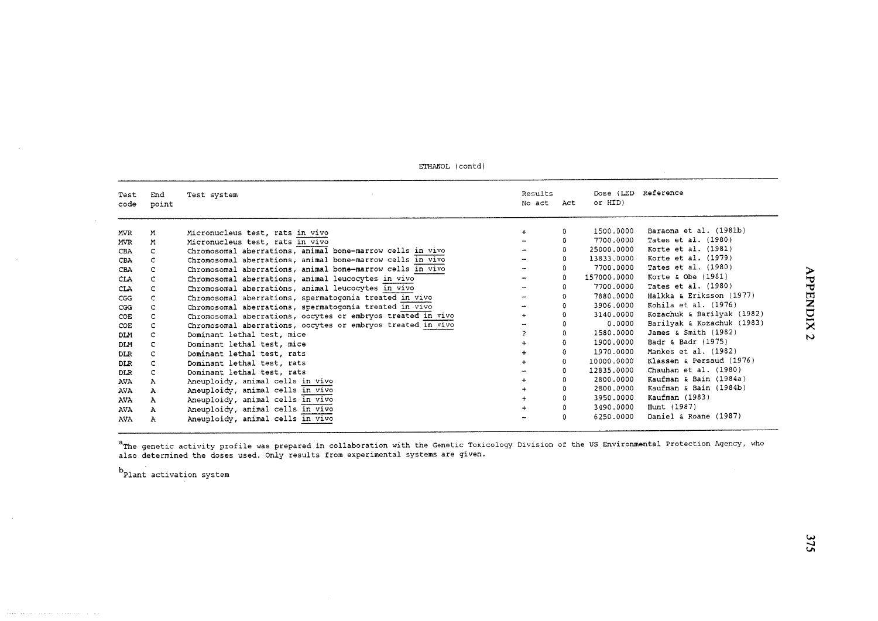ETHANOL (contd)

| Test code | End point | Test system | Results No act | Act | Dose (LED or HID) | Reference |
|---|---|---|---|---|---|---|
| MVR | M | Micronucleus test, rats *in vivo* | + | 0 | 1500.0000 | Baraona et al. (1981b) |
| MVR | M | Micronucleus test, rats *in vivo* | – | 0 | 7700.0000 | Tates et al. (1980) |
| CBA | C | Chromosomal aberrations, animal bone-marrow cells *in vivo* | – | 0 | 25000.0000 | Korte et al. (1981) |
| CBA | C | Chromosomal aberrations, animal bone-marrow cells *in vivo* | – | 0 | 13833.0000 | Korte et al. (1979) |
| CBA | C | Chromosomal aberrations, animal bone-marrow cells *in vivo* | – | 0 | 7700.0000 | Tates et al. (1980) |
| CLA | C | Chromosomal aberrations, animal leucocytes *in vivo* | – | 0 | 157000.0000 | Korte & Obe (1981) |
| CLA | C | Chromosomal aberrations, animal leucocytes *in vivo* | – | 0 | 7700.0000 | Tates et al. (1980) |
| CGG | C | Chromosomal aberrations, spermatogonia treated *in vivo* | – | 0 | 7880.0000 | Halkka & Eriksson (1977) |
| CGG | C | Chromosomal aberrations, spermatogonia treated *in vivo* | – | 0 | 3906.0000 | Kohila et al. (1976) |
| COE | C | Chromosomal aberrations, oocytes or embryos treated *in vivo* | + | 0 | 3140.0000 | Kozachuk & Barilyak (1982) |
| COE | C | Chromosomal aberrations, oocytes or embryos treated *in vivo* | – | 0 | 0.0000 | Barilyak & Kozachuk (1983) |
| DLM | C | Dominant lethal test, mice | ? | 0 | 1580.0000 | James & Smith (1982) |
| DLM | C | Dominant lethal test, mice | + | 0 | 1900.0000 | Badr & Badr (1975) |
| DLR | C | Dominant lethal test, rats | + | 0 | 1970.0000 | Mankes et al. (1982) |
| DLR | C | Dominant lethal test, rats | + | 0 | 10000.0000 | Klassen & Persaud (1976) |
| DLR | C | Dominant lethal test, rats | – | 0 | 12835.0000 | Chauhan et al. (1980) |
| AVA | A | Aneuploidy, animal cells *in vivo* | + | 0 | 2800.0000 | Kaufman & Bain (1984a) |
| AVA | A | Aneuploidy, animal cells *in vivo* | + | 0 | 2800.0000 | Kaufman & Bain (1984b) |
| AVA | A | Aneuploidy, animal cells *in vivo* | + | 0 | 3950.0000 | Kaufman (1983) |
| AVA | A | Aneuploidy, animal cells *in vivo* | + | 0 | 3490.0000 | Hunt (1987) |
| AVA | A | Aneuploidy, animal cells *in vivo* | – | 0 | 6250.0000 | Daniel & Roane (1987) |

[a] The genetic activity profile was prepared in collaboration with the Genetic Toxicology Division of the US Environmental Protection Agency, who also determined the doses used. Only results from experimental systems are given.

[b] Plant activation system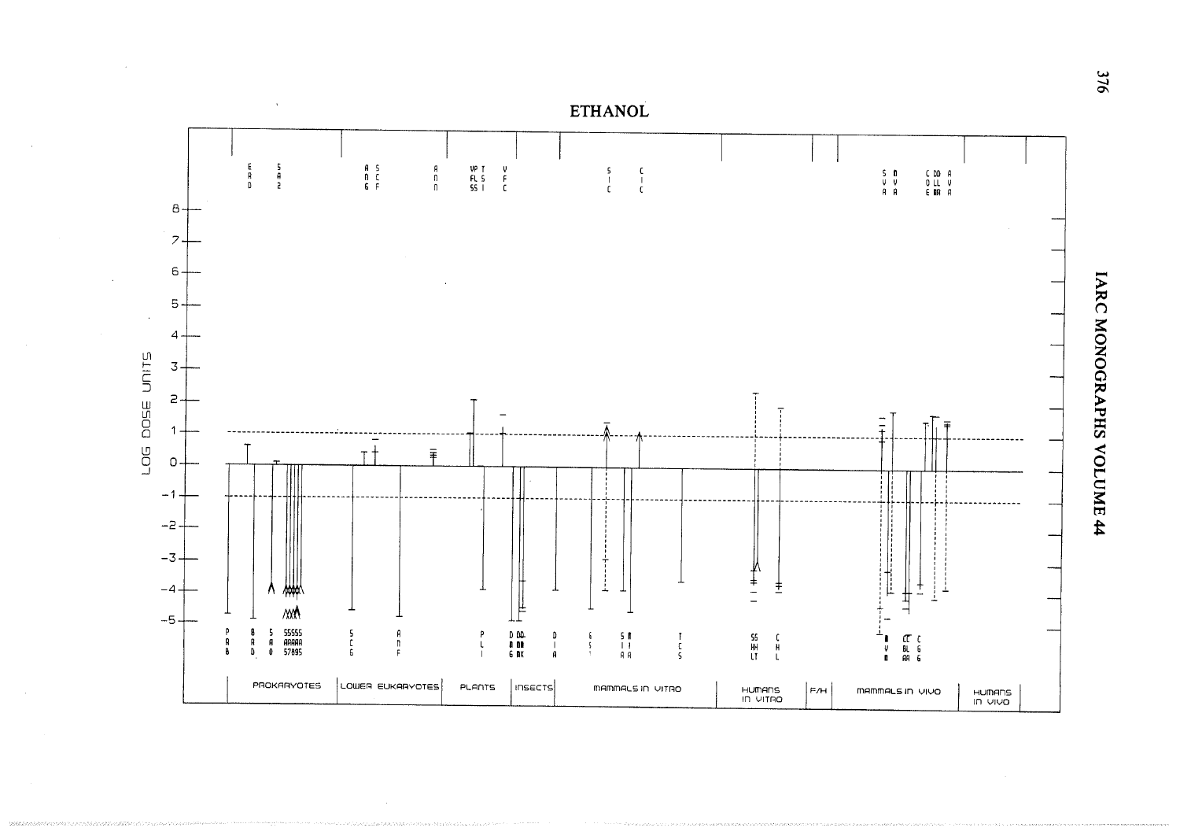# ETHANOL

LOG DOSE UNITS

8, 7, 6, 5, 4, 3, 2, 1, 0, −1, −2, −3, −4, −5

PROKARYOTES | LOWER EUKARYOTES | PLANTS | INSECTS | MAMMALS IN VITRO | HUMANS IN VITRO | F/H | MAMMALS IN VIVO | HUMANS IN VIVO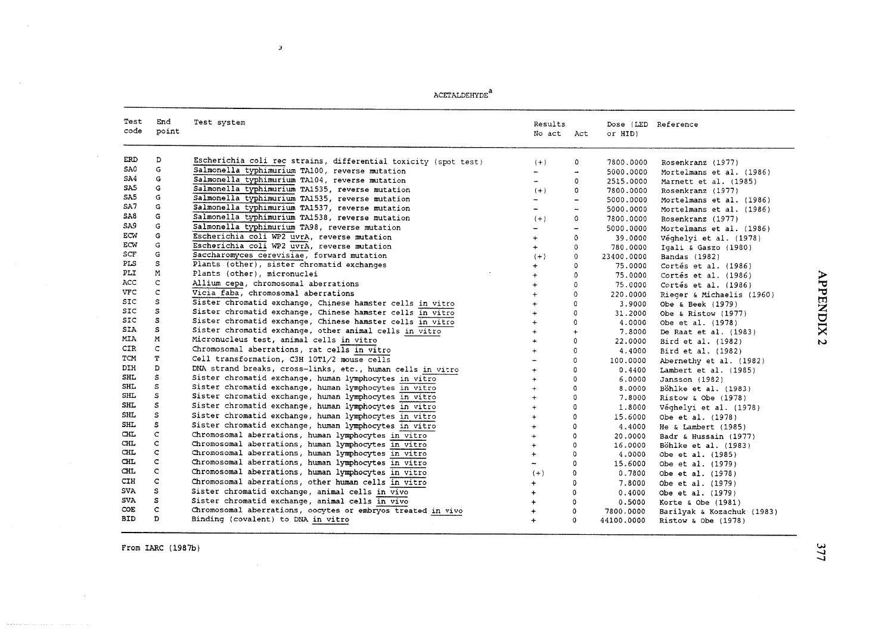ACETALDEHYDE[a]

| Test code | End point | Test system | Results No act | Results Act | Dose (LED or HID) | Reference |
|---|---|---|---|---|---|---|
| ERD | D | Escherichia coli rec strains, differential toxicity (spot test) | (+) | 0 | 7800.0000 | Rosenkranz (1977) |
| SA0 | G | Salmonella typhimurium TA100, reverse mutation | – | – | 5000.0000 | Mortelmans et al. (1986) |
| SA4 | G | Salmonella typhimurium TA104, reverse mutation | – | 0 | 2515.0000 | Marnett et al. (1985) |
| SA5 | G | Salmonella typhimurium TA1535, reverse mutation | (+) | 0 | 7800.0000 | Rosenkranz (1977) |
| SA5 | G | Salmonella typhimurium TA1535, reverse mutation | – | – | 5000.0000 | Mortelmans et al. (1986) |
| SA7 | G | Salmonella typhimurium TA1537, reverse mutation | – | – | 5000.0000 | Mortelmans et al. (1986) |
| SA8 | G | Salmonella typhimurium TA1538, reverse mutation | (+) | 0 | 7800.0000 | Rosenkranz (1977) |
| SA9 | G | Salmonella typhimurium TA98, reverse mutation | – | – | 5000.0000 | Mortelmans et al. (1986) |
| ECW | G | Escherichia coli WP2 uvrA, reverse mutation | + | 0 | 39.0000 | Véghelyi et al. (1978) |
| ECW | G | Escherichia coli WP2 uvrA, reverse mutation | + | 0 | 780.0000 | Igali & Gaszo (1980) |
| SCF | G | Saccharomyces cerevisiae, forward mutation | (+) | 0 | 23400.0000 | Bandas (1982) |
| PLS | S | Plants (other), sister chromatid exchanges | + | 0 | 75.0000 | Cortés et al. (1986) |
| PLI | M | Plants (other), micronuclei | + | 0 | 75.0000 | Cortés et al. (1986) |
| ACC | C | Allium cepa, chromosomal aberrations | + | 0 | 75.0000 | Cortés et al. (1986) |
| VFC | C | Vicia faba, chromosomal aberrations | + | 0 | 220.0000 | Rieger & Michaelis (1960) |
| SIC | S | Sister chromatid exchange, Chinese hamster cells in vitro | + | 0 | 3.9000 | Obe & Beek (1979) |
| SIC | S | Sister chromatid exchange, Chinese hamster cells in vitro | + | 0 | 31.2000 | Obe & Ristow (1977) |
| SIC | S | Sister chromatid exchange, Chinese hamster cells in vitro | + | 0 | 4.0000 | Obe et al. (1978) |
| SIA | S | Sister chromatid exchange, other animal cells in vitro | + | + | 7.8000 | De Raat et al. (1983) |
| MIA | M | Micronucleus test, animal cells in vitro | + | 0 | 22.0000 | Bird et al. (1982) |
| CIR | C | Chromosomal aberrations, rat cells in vitro | + | 0 | 4.4000 | Bird et al. (1982) |
| TCM | T | Cell transformation, C3H 10T1/2 mouse cells | – | 0 | 100.0000 | Abernethy et al. (1982) |
| DIH | D | DNA strand breaks, cross-links, etc., human cells in vitro | + | 0 | 0.4400 | Lambert et al. (1985) |
| SHL | S | Sister chromatid exchange, human lymphocytes in vitro | + | 0 | 6.0000 | Jansson (1982) |
| SHL | S | Sister chromatid exchange, human lymphocytes in vitro | + | 0 | 8.0000 | Böhlke et al. (1983) |
| SHL | S | Sister chromatid exchange, human lymphocytes in vitro | + | 0 | 7.8000 | Ristow & Obe (1978) |
| SHL | S | Sister chromatid exchange, human lymphocytes in vitro | + | 0 | 1.8000 | Véghelyi et al. (1978) |
| SHL | S | Sister chromatid exchange, human lymphocytes in vitro | + | 0 | 15.6000 | Obe et al. (1978) |
| SHL | S | Sister chromatid exchange, human lymphocytes in vitro | + | 0 | 4.4000 | He & Lambert (1985) |
| CHL | C | Chromosomal aberrations, human lymphocytes in vitro | + | 0 | 20.0000 | Badr & Hussain (1977) |
| CHL | C | Chromosomal aberrations, human lymphocytes in vitro | + | 0 | 16.0000 | Böhlke et al. (1983) |
| CHL | C | Chromosomal aberrations, human lymphocytes in vitro | + | 0 | 4.0000 | Obe et al. (1985) |
| CHL | C | Chromosomal aberrations, human lymphocytes in vitro | – | 0 | 15.6000 | Obe et al. (1979) |
| CHL | C | Chromosomal aberrations, human lymphocytes in vitro | (+) | 0 | 0.7800 | Obe et al. (1978) |
| CIH | C | Chromosomal aberrations, other human cells in vitro | + | 0 | 7.8000 | Obe et al. (1979) |
| SVA | S | Sister chromatid exchange, animal cells in vivo | + | 0 | 0.4000 | Obe et al. (1979) |
| SVA | S | Sister chromatid exchange, animal cells in vivo | + | 0 | 0.5000 | Korte & Obe (1981) |
| COE | C | Chromosomal aberrations, oocytes or embryos treated in vivo | + | 0 | 7800.0000 | Barilyak & Kozachuk (1983) |
| BID | D | Binding (covalent) to DNA in vitro | + | 0 | 44100.0000 | Ristow & Obe (1978) |

From IARC (1987b)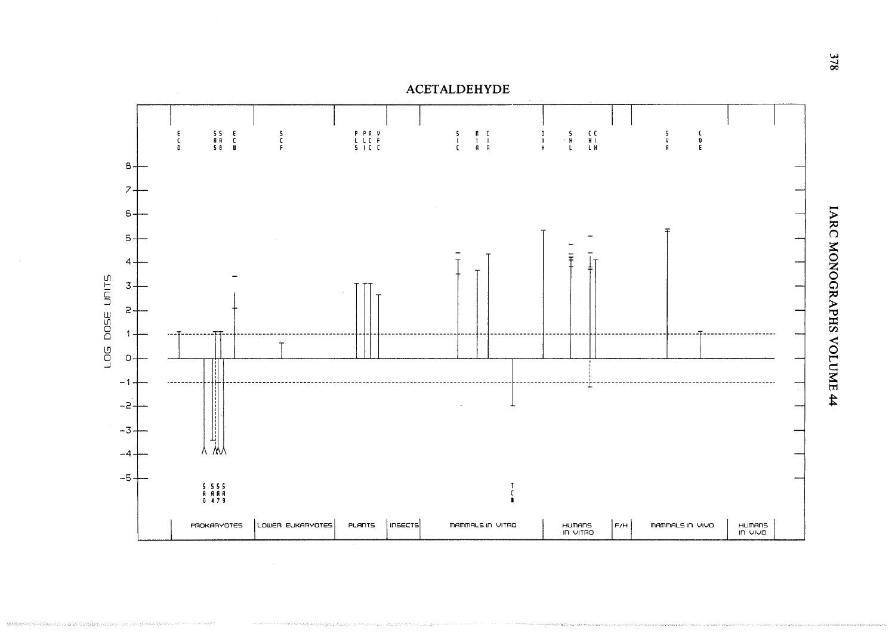# ACETALDEHYDE

E C D

S A 5

S A 8

E C W

S C F

P L S

P L I

A C C

V F C

S I C

M I A

C I A

D I H

S H L

C H L

C I H

S V A

C O E

8

7

6

5

4

3

2

1

0

-1

-2

-3

-4

-5

LOG DOSE UNITS

S A 0

S A 4

S A 7

S A 9

T C M

PROKARYOTES

LOWER EUKARYOTES

PLANTS

INSECTS

MAMMALS IN VITRO

HUMANS IN VITRO

F/H

MAMMALS IN VIVO

HUMANS IN VIVO